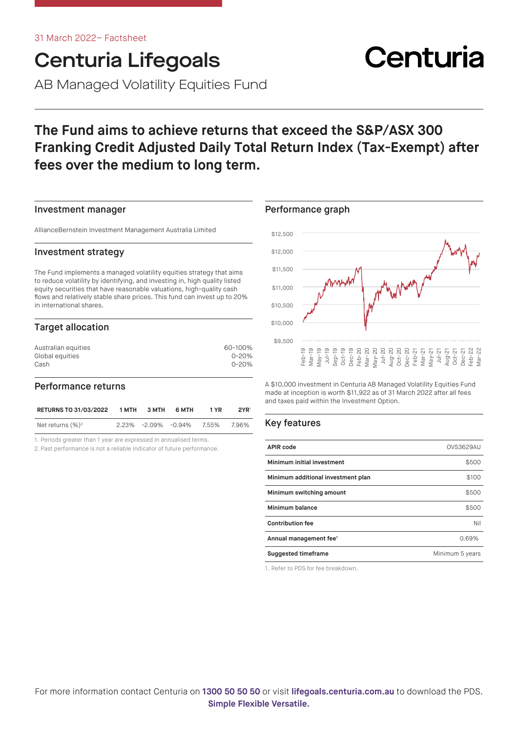31 March 2022– Factsheet

# Centuria Lifegoals

AB Managed Volatility Equities Fund

Centuria

## The Fund aims to achieve returns that exceed the S&P/ASX 300 Franking Credit Adjusted Daily Total Return Index (Tax-Exempt) after fees over the medium to long term.

### Investment manager

AllianceBernstein Investment Management Australia Limited

### Investment strategy

The Fund implements a managed volatility equities strategy that aims to reduce volatility by identifying, and investing in, high quality listed equity securities that have reasonable valuations, high-quality cash flows and relatively stable share prices. This fund can invest up to 20% in international shares.

### Target allocation

| | |
|---|---|
| Australian equities | 60-100% |
| Global equities | 0-20% |
| Cash | 0-20% |

### Performance returns

| RETURNS TO 31/03/2022 | 1 MTH | 3 MTH | 6 MTH | 1 YR | 2YR[1] |
|---|---|---|---|---|---|
| Net returns (%)[2] | 2.23% | -2.09% | -0.94% | 7.55% | 7.96% |

1. Periods greater than 1 year are expressed in annualised terms.
2. Past performance is not a reliable indicator of future performance.

### Performance graph

A $10,000 investment in Centuria AB Managed Volatility Equities Fund made at inception is worth $11,922 as of 31 March 2022 after all fees and taxes paid within the Investment Option.

### Key features

| | |
|---|---|
| APIR code | OVS3629AU |
| Minimum initial investment | $500 |
| Minimum additional investment plan | $100 |
| Minimum switching amount | $500 |
| Minimum balance | $500 |
| Contribution fee | Nil |
| Annual management fee[1] | 0.69% |
| Suggested timeframe | Minimum 5 years |

1. Refer to PDS for fee breakdown.

For more information contact Centuria on **1300 50 50 50** or visit **lifegoals.centuria.com.au** to download the PDS.
**Simple Flexible Versatile.**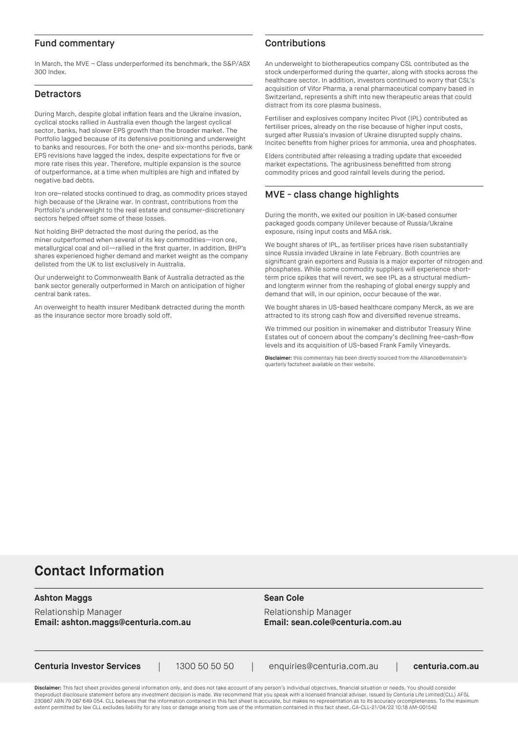## Fund commentary

In March, the MVE – Class underperformed its benchmark, the S&P/ASX 300 Index.

## Detractors

During March, despite global inflation fears and the Ukraine invasion, cyclical stocks rallied in Australia even though the largest cyclical sector, banks, had slower EPS growth than the broader market. The Portfolio lagged because of its defensive positioning and underweight to banks and resources. For both the one- and six-months periods, bank EPS revisions have lagged the index, despite expectations for five or more rate rises this year. Therefore, multiple expansion is the source of outperformance, at a time when multiples are high and inflated by negative bad debts.

Iron ore–related stocks continued to drag, as commodity prices stayed high because of the Ukraine war. In contrast, contributions from the Portfolio's underweight to the real estate and consumer-discretionary sectors helped offset some of these losses.

Not holding BHP detracted the most during the period, as the miner outperformed when several of its key commodities—iron ore, metallurgical coal and oil—rallied in the first quarter. In addition, BHP's shares experienced higher demand and market weight as the company delisted from the UK to list exclusively in Australia.

Our underweight to Commonwealth Bank of Australia detracted as the bank sector generally outperformed in March on anticipation of higher central bank rates.

An overweight to health insurer Medibank detracted during the month as the insurance sector more broadly sold off.

## Contributions

An underweight to biotherapeutics company CSL contributed as the stock underperformed during the quarter, along with stocks across the healthcare sector. In addition, investors continued to worry that CSL's acquisition of Vifor Pharma, a renal pharmaceutical company based in Switzerland, represents a shift into new therapeutic areas that could distract from its core plasma business.

Fertiliser and explosives company Incitec Pivot (IPL) contributed as fertiliser prices, already on the rise because of higher input costs, surged after Russia's invasion of Ukraine disrupted supply chains. Incitec benefits from higher prices for ammonia, urea and phosphates.

Elders contributed after releasing a trading update that exceeded market expectations. The agribusiness benefitted from strong commodity prices and good rainfall levels during the period.

## MVE - class change highlights

During the month, we exited our position in UK-based consumer packaged goods company Unilever because of Russia/Ukraine exposure, rising input costs and M&A risk.

We bought shares of IPL, as fertiliser prices have risen substantially since Russia invaded Ukraine in late February. Both countries are significant grain exporters and Russia is a major exporter of nitrogen and phosphates. While some commodity suppliers will experience short-term price spikes that will revert, we see IPL as a structural medium- and longterm winner from the reshaping of global energy supply and demand that will, in our opinion, occur because of the war.

We bought shares in US-based healthcare company Merck, as we are attracted to its strong cash flow and diversified revenue streams.

We trimmed our position in winemaker and distributor Treasury Wine Estates out of concern about the company's declining free-cash-flow levels and its acquisition of US-based Frank Family Vineyards.

**Disclaimer:** this commentary has been directly sourced from the AllianceBernstein's quarterly factsheet available on their website.

# Contact Information

**Ashton Maggs**
Relationship Manager
**Email: ashton.maggs@centuria.com.au**

**Sean Cole**
Relationship Manager
**Email: sean.cole@centuria.com.au**

**Centuria Investor Services** | 1300 50 50 50 | enquiries@centuria.com.au | **centuria.com.au**

**Disclaimer:** This fact sheet provides general information only, and does not take account of any person's individual objectives, financial situation or needs. You should consider theproduct disclosure statement before any investment decision is made. We recommend that you speak with a licensed financial adviser. Issued by Centuria Life Limited(CLL) AFSL 230867 ABN 79 087 649 054. CLL believes that the information contained in this fact sheet is accurate, but makes no representation as to its accuracy orcompleteness. To the maximum extent permitted by law CLL excludes liability for any loss or damage arising from use of the information contained in this fact sheet. CA-CLL-21/04/22 10:18 AM-001542